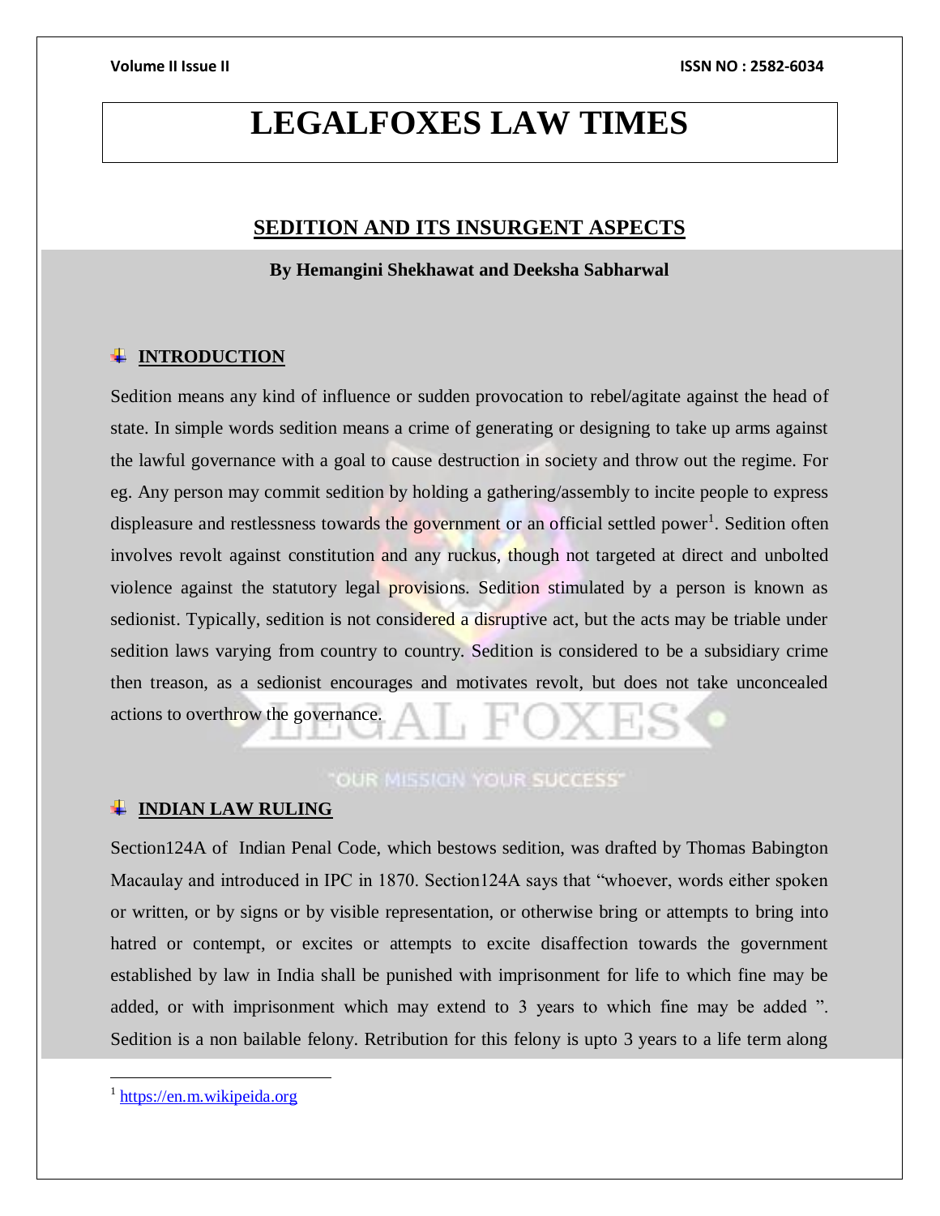# LEGALFOXES LAW TIMES

## SEDITION AND ITS INSURGENT ASPECTS

**By Hemangini Shekhawat and Deeksha Sabharwal**

### INTRODUCTION

Sedition means any kind of influence or sudden provocation to rebel/agitate against the head of state. In simple words sedition means a crime of generating or designing to take up arms against the lawful governance with a goal to cause destruction in society and throw out the regime. For eg. Any person may commit sedition by holding a gathering/assembly to incite people to express displeasure and restlessness towards the government or an official settled power[1]. Sedition often involves revolt against constitution and any ruckus, though not targeted at direct and unbolted violence against the statutory legal provisions. Sedition stimulated by a person is known as sedionist. Typically, sedition is not considered a disruptive act, but the acts may be triable under sedition laws varying from country to country. Sedition is considered to be a subsidiary crime then treason, as a sedionist encourages and motivates revolt, but does not take unconcealed actions to overthrow the governance.

### INDIAN LAW RULING

Section124A of Indian Penal Code, which bestows sedition, was drafted by Thomas Babington Macaulay and introduced in IPC in 1870. Section124A says that "whoever, words either spoken or written, or by signs or by visible representation, or otherwise bring or attempts to bring into hatred or contempt, or excites or attempts to excite disaffection towards the government established by law in India shall be punished with imprisonment for life to which fine may be added, or with imprisonment which may extend to 3 years to which fine may be added ". Sedition is a non bailable felony. Retribution for this felony is upto 3 years to a life term along

---

[1] https://en.m.wikipeida.org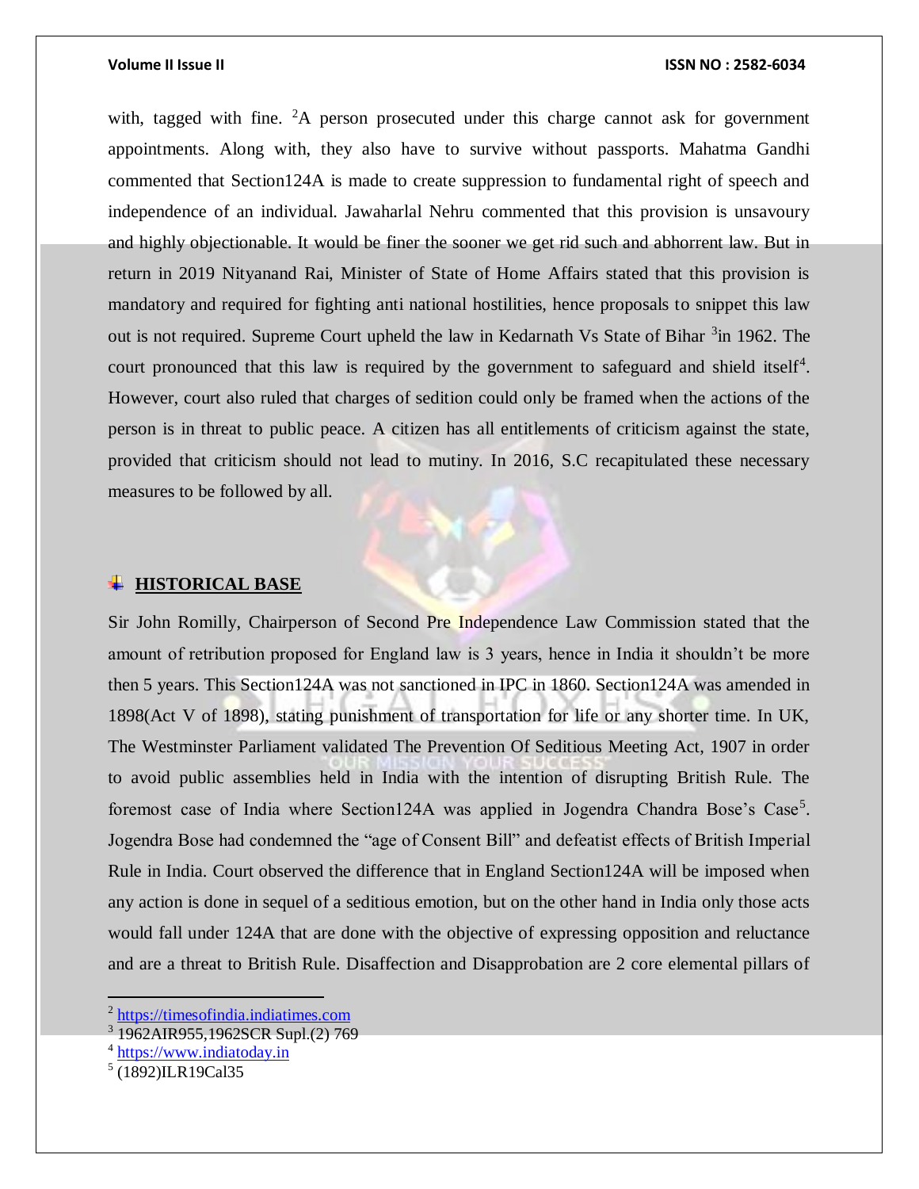with, tagged with fine. [2]A person prosecuted under this charge cannot ask for government appointments. Along with, they also have to survive without passports. Mahatma Gandhi commented that Section124A is made to create suppression to fundamental right of speech and independence of an individual. Jawaharlal Nehru commented that this provision is unsavoury and highly objectionable. It would be finer the sooner we get rid such and abhorrent law. But in return in 2019 Nityanand Rai, Minister of State of Home Affairs stated that this provision is mandatory and required for fighting anti national hostilities, hence proposals to snippet this law out is not required. Supreme Court upheld the law in Kedarnath Vs State of Bihar [3]in 1962. The court pronounced that this law is required by the government to safeguard and shield itself[4]. However, court also ruled that charges of sedition could only be framed when the actions of the person is in threat to public peace. A citizen has all entitlements of criticism against the state, provided that criticism should not lead to mutiny. In 2016, S.C recapitulated these necessary measures to be followed by all.

## HISTORICAL BASE

Sir John Romilly, Chairperson of Second Pre Independence Law Commission stated that the amount of retribution proposed for England law is 3 years, hence in India it shouldn't be more then 5 years. This Section124A was not sanctioned in IPC in 1860. Section124A was amended in 1898(Act V of 1898), stating punishment of transportation for life or any shorter time. In UK, The Westminster Parliament validated The Prevention Of Seditious Meeting Act, 1907 in order to avoid public assemblies held in India with the intention of disrupting British Rule. The foremost case of India where Section124A was applied in Jogendra Chandra Bose's Case[5]. Jogendra Bose had condemned the "age of Consent Bill" and defeatist effects of British Imperial Rule in India. Court observed the difference that in England Section124A will be imposed when any action is done in sequel of a seditious emotion, but on the other hand in India only those acts would fall under 124A that are done with the objective of expressing opposition and reluctance and are a threat to British Rule. Disaffection and Disapprobation are 2 core elemental pillars of

---

[2] https://timesofindia.indiatimes.com
[3] 1962AIR955,1962SCR Supl.(2) 769
[4] https://www.indiatoday.in
[5] (1892)ILR19Cal35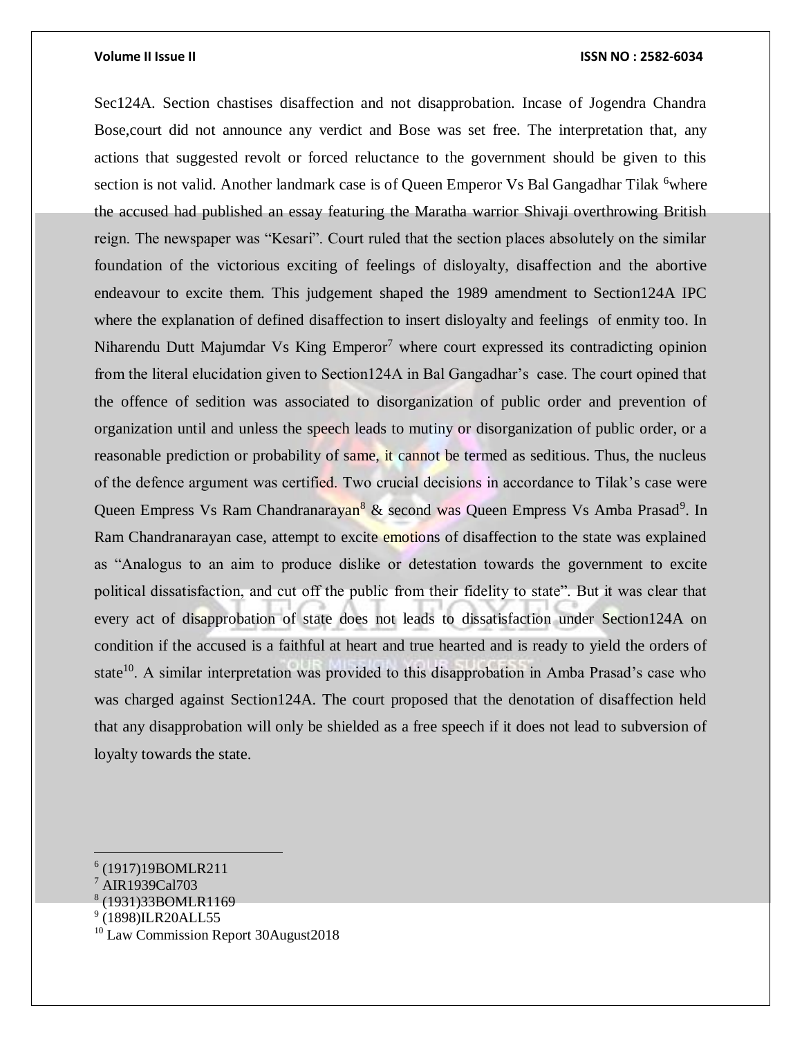Sec124A. Section chastises disaffection and not disapprobation. Incase of Jogendra Chandra Bose,court did not announce any verdict and Bose was set free. The interpretation that, any actions that suggested revolt or forced reluctance to the government should be given to this section is not valid. Another landmark case is of Queen Emperor Vs Bal Gangadhar Tilak [6]where the accused had published an essay featuring the Maratha warrior Shivaji overthrowing British reign. The newspaper was "Kesari". Court ruled that the section places absolutely on the similar foundation of the victorious exciting of feelings of disloyalty, disaffection and the abortive endeavour to excite them. This judgement shaped the 1989 amendment to Section124A IPC where the explanation of defined disaffection to insert disloyalty and feelings of enmity too. In Niharendu Dutt Majumdar Vs King Emperor[7] where court expressed its contradicting opinion from the literal elucidation given to Section124A in Bal Gangadhar's case. The court opined that the offence of sedition was associated to disorganization of public order and prevention of organization until and unless the speech leads to mutiny or disorganization of public order, or a reasonable prediction or probability of same, it cannot be termed as seditious. Thus, the nucleus of the defence argument was certified. Two crucial decisions in accordance to Tilak's case were Queen Empress Vs Ram Chandranarayan[8] & second was Queen Empress Vs Amba Prasad[9]. In Ram Chandranarayan case, attempt to excite emotions of disaffection to the state was explained as "Analogus to an aim to produce dislike or detestation towards the government to excite political dissatisfaction, and cut off the public from their fidelity to state". But it was clear that every act of disapprobation of state does not leads to dissatisfaction under Section124A on condition if the accused is a faithful at heart and true hearted and is ready to yield the orders of state[10]. A similar interpretation was provided to this disapprobation in Amba Prasad's case who was charged against Section124A. The court proposed that the denotation of disaffection held that any disapprobation will only be shielded as a free speech if it does not lead to subversion of loyalty towards the state.

---

[6] (1917)19BOMLR211

[7] AIR1939Cal703

[8] (1931)33BOMLR1169

[9] (1898)ILR20ALL55

[10] Law Commission Report 30August2018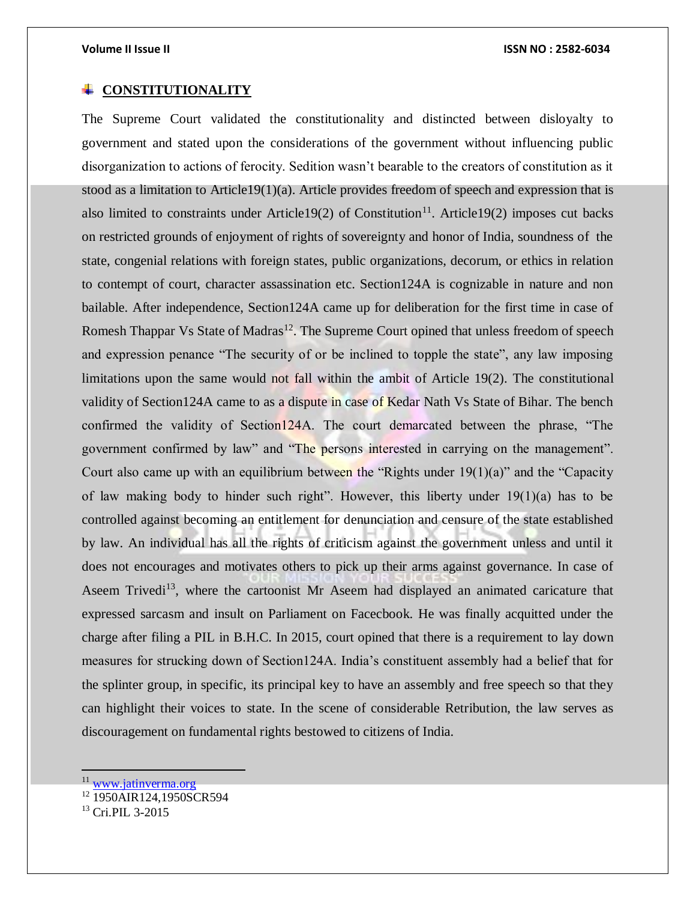## CONSTITUTIONALITY

The Supreme Court validated the constitutionality and distincted between disloyalty to government and stated upon the considerations of the government without influencing public disorganization to actions of ferocity. Sedition wasn't bearable to the creators of constitution as it stood as a limitation to Article19(1)(a). Article provides freedom of speech and expression that is also limited to constraints under Article19(2) of Constitution[11]. Article19(2) imposes cut backs on restricted grounds of enjoyment of rights of sovereignty and honor of India, soundness of the state, congenial relations with foreign states, public organizations, decorum, or ethics in relation to contempt of court, character assassination etc. Section124A is cognizable in nature and non bailable. After independence, Section124A came up for deliberation for the first time in case of Romesh Thappar Vs State of Madras[12]. The Supreme Court opined that unless freedom of speech and expression penance "The security of or be inclined to topple the state", any law imposing limitations upon the same would not fall within the ambit of Article 19(2). The constitutional validity of Section124A came to as a dispute in case of Kedar Nath Vs State of Bihar. The bench confirmed the validity of Section124A. The court demarcated between the phrase, "The government confirmed by law" and "The persons interested in carrying on the management". Court also came up with an equilibrium between the "Rights under 19(1)(a)" and the "Capacity of law making body to hinder such right". However, this liberty under 19(1)(a) has to be controlled against becoming an entitlement for denunciation and censure of the state established by law. An individual has all the rights of criticism against the government unless and until it does not encourages and motivates others to pick up their arms against governance. In case of Aseem Trivedi[13], where the cartoonist Mr Aseem had displayed an animated caricature that expressed sarcasm and insult on Parliament on Facecbook. He was finally acquitted under the charge after filing a PIL in B.H.C. In 2015, court opined that there is a requirement to lay down measures for strucking down of Section124A. India's constituent assembly had a belief that for the splinter group, in specific, its principal key to have an assembly and free speech so that they can highlight their voices to state. In the scene of considerable Retribution, the law serves as discouragement on fundamental rights bestowed to citizens of India.

---

[11] www.jatinverma.org

[12] 1950AIR124,1950SCR594

[13] Cri.PIL 3-2015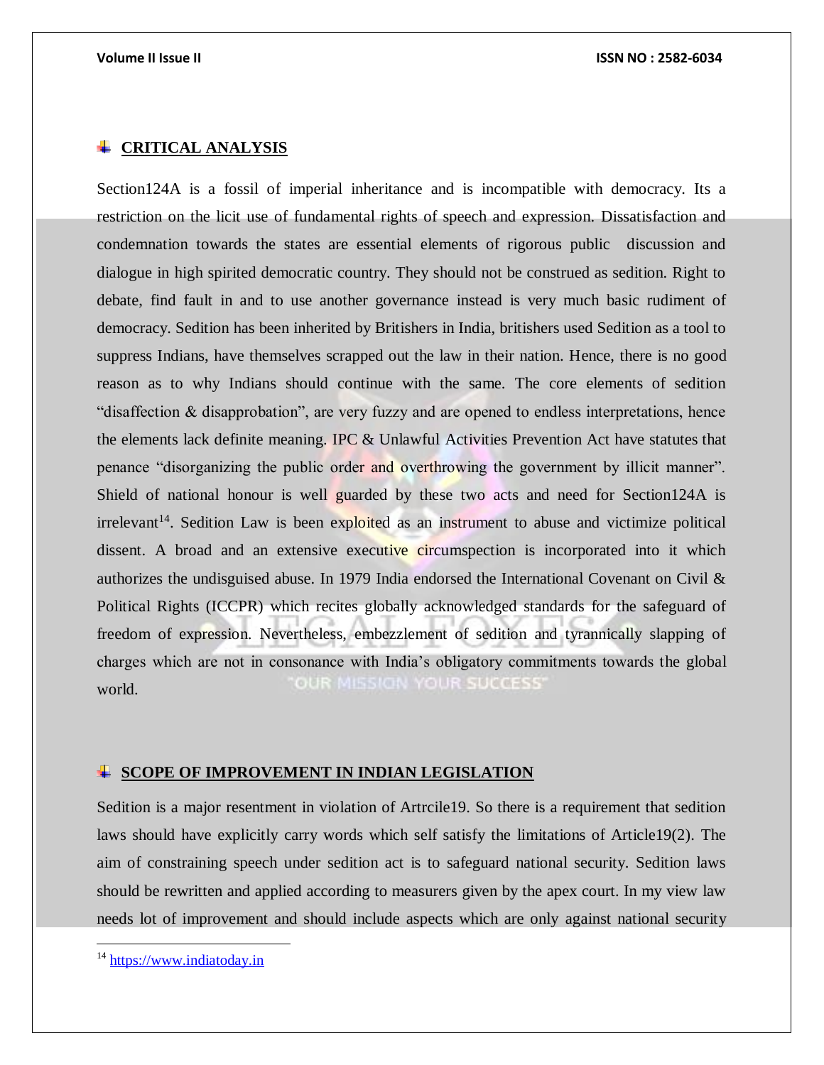## CRITICAL ANALYSIS

Section124A is a fossil of imperial inheritance and is incompatible with democracy. Its a restriction on the licit use of fundamental rights of speech and expression. Dissatisfaction and condemnation towards the states are essential elements of rigorous public discussion and dialogue in high spirited democratic country. They should not be construed as sedition. Right to debate, find fault in and to use another governance instead is very much basic rudiment of democracy. Sedition has been inherited by Britishers in India, britishers used Sedition as a tool to suppress Indians, have themselves scrapped out the law in their nation. Hence, there is no good reason as to why Indians should continue with the same. The core elements of sedition "disaffection & disapprobation", are very fuzzy and are opened to endless interpretations, hence the elements lack definite meaning. IPC & Unlawful Activities Prevention Act have statutes that penance "disorganizing the public order and overthrowing the government by illicit manner". Shield of national honour is well guarded by these two acts and need for Section124A is irrelevant[14]. Sedition Law is been exploited as an instrument to abuse and victimize political dissent. A broad and an extensive executive circumspection is incorporated into it which authorizes the undisguised abuse. In 1979 India endorsed the International Covenant on Civil & Political Rights (ICCPR) which recites globally acknowledged standards for the safeguard of freedom of expression. Nevertheless, embezzlement of sedition and tyrannically slapping of charges which are not in consonance with India's obligatory commitments towards the global world.

## SCOPE OF IMPROVEMENT IN INDIAN LEGISLATION

Sedition is a major resentment in violation of Artrcile19. So there is a requirement that sedition laws should have explicitly carry words which self satisfy the limitations of Article19(2). The aim of constraining speech under sedition act is to safeguard national security. Sedition laws should be rewritten and applied according to measurers given by the apex court. In my view law needs lot of improvement and should include aspects which are only against national security

---

[14] https://www.indiatoday.in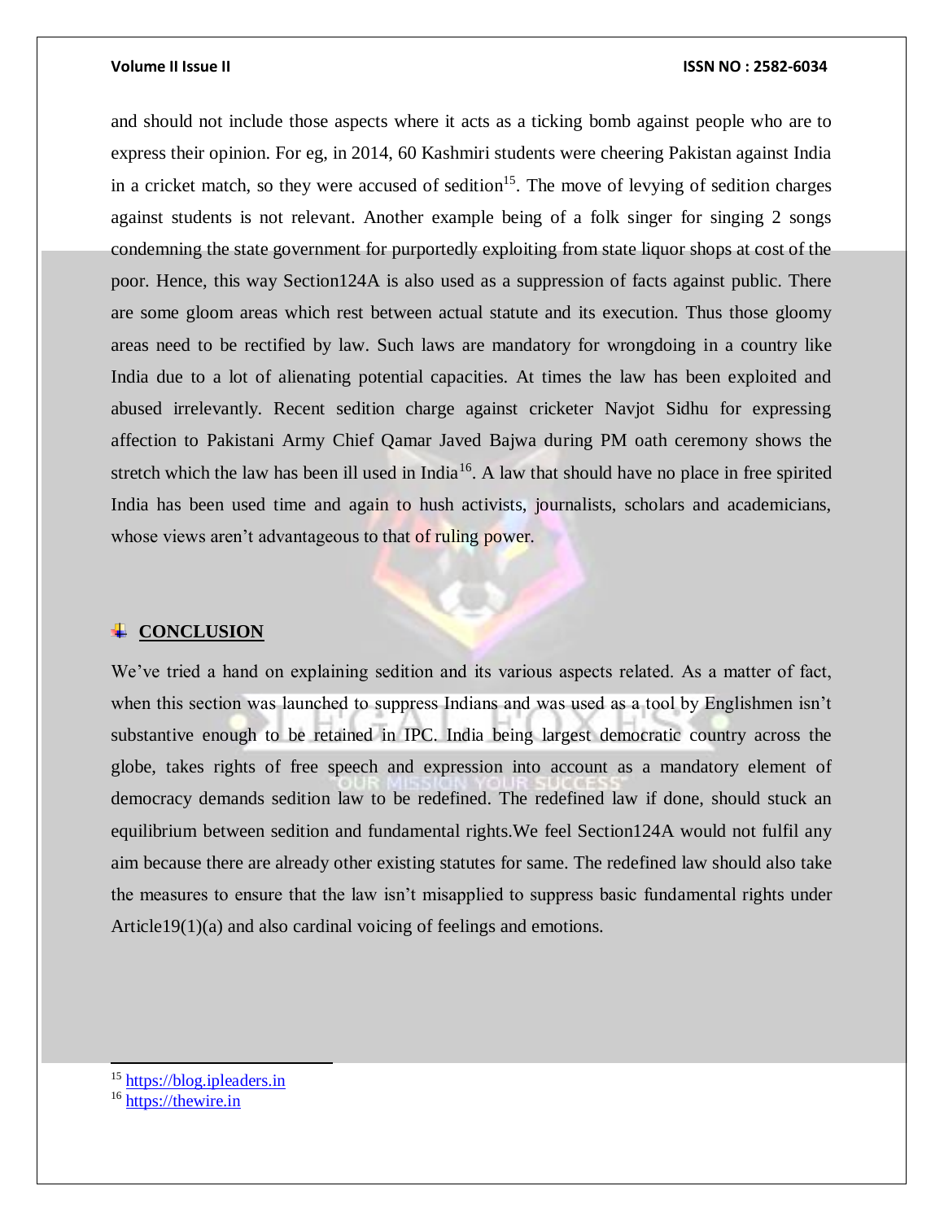and should not include those aspects where it acts as a ticking bomb against people who are to express their opinion. For eg, in 2014, 60 Kashmiri students were cheering Pakistan against India in a cricket match, so they were accused of sedition[15]. The move of levying of sedition charges against students is not relevant. Another example being of a folk singer for singing 2 songs condemning the state government for purportedly exploiting from state liquor shops at cost of the poor. Hence, this way Section124A is also used as a suppression of facts against public. There are some gloom areas which rest between actual statute and its execution. Thus those gloomy areas need to be rectified by law. Such laws are mandatory for wrongdoing in a country like India due to a lot of alienating potential capacities. At times the law has been exploited and abused irrelevantly. Recent sedition charge against cricketer Navjot Sidhu for expressing affection to Pakistani Army Chief Qamar Javed Bajwa during PM oath ceremony shows the stretch which the law has been ill used in India[16]. A law that should have no place in free spirited India has been used time and again to hush activists, journalists, scholars and academicians, whose views aren't advantageous to that of ruling power.

## CONCLUSION

We've tried a hand on explaining sedition and its various aspects related. As a matter of fact, when this section was launched to suppress Indians and was used as a tool by Englishmen isn't substantive enough to be retained in IPC. India being largest democratic country across the globe, takes rights of free speech and expression into account as a mandatory element of democracy demands sedition law to be redefined. The redefined law if done, should stuck an equilibrium between sedition and fundamental rights.We feel Section124A would not fulfil any aim because there are already other existing statutes for same. The redefined law should also take the measures to ensure that the law isn't misapplied to suppress basic fundamental rights under Article19(1)(a) and also cardinal voicing of feelings and emotions.

---

[15] https://blog.ipleaders.in

[16] https://thewire.in